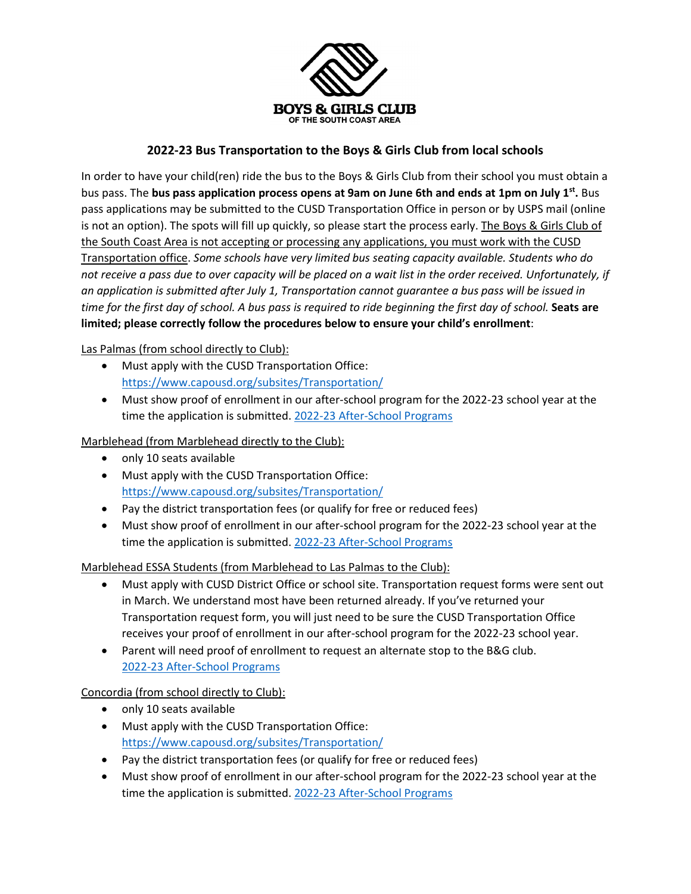**BOYS & GIRLS CLUB**
OF THE SOUTH COAST AREA

## 2022-23 Bus Transportation to the Boys & Girls Club from local schools

In order to have your child(ren) ride the bus to the Boys & Girls Club from their school you must obtain a bus pass. The **bus pass application process opens at 9am on June 6th and ends at 1pm on July 1st.** Bus pass applications may be submitted to the CUSD Transportation Office in person or by USPS mail (online is not an option). The spots will fill up quickly, so please start the process early. <u>The Boys & Girls Club of the South Coast Area is not accepting or processing any applications, you must work with the CUSD Transportation office</u>. *Some schools have very limited bus seating capacity available. Students who do not receive a pass due to over capacity will be placed on a wait list in the order received. Unfortunately, if an application is submitted after July 1, Transportation cannot guarantee a bus pass will be issued in time for the first day of school. A bus pass is required to ride beginning the first day of school.* **Seats are limited; please correctly follow the procedures below to ensure your child's enrollment**:

<u>Las Palmas (from school directly to Club):</u>

- Must apply with the CUSD Transportation Office: https://www.capousd.org/subsites/Transportation/
- Must show proof of enrollment in our after-school program for the 2022-23 school year at the time the application is submitted. 2022-23 After-School Programs

<u>Marblehead (from Marblehead directly to the Club):</u>

- only 10 seats available
- Must apply with the CUSD Transportation Office: https://www.capousd.org/subsites/Transportation/
- Pay the district transportation fees (or qualify for free or reduced fees)
- Must show proof of enrollment in our after-school program for the 2022-23 school year at the time the application is submitted. 2022-23 After-School Programs

<u>Marblehead ESSA Students (from Marblehead to Las Palmas to the Club):</u>

- Must apply with CUSD District Office or school site. Transportation request forms were sent out in March. We understand most have been returned already. If you've returned your Transportation request form, you will just need to be sure the CUSD Transportation Office receives your proof of enrollment in our after-school program for the 2022-23 school year.
- Parent will need proof of enrollment to request an alternate stop to the B&G club. 2022-23 After-School Programs

<u>Concordia (from school directly to Club):</u>

- only 10 seats available
- Must apply with the CUSD Transportation Office: https://www.capousd.org/subsites/Transportation/
- Pay the district transportation fees (or qualify for free or reduced fees)
- Must show proof of enrollment in our after-school program for the 2022-23 school year at the time the application is submitted. 2022-23 After-School Programs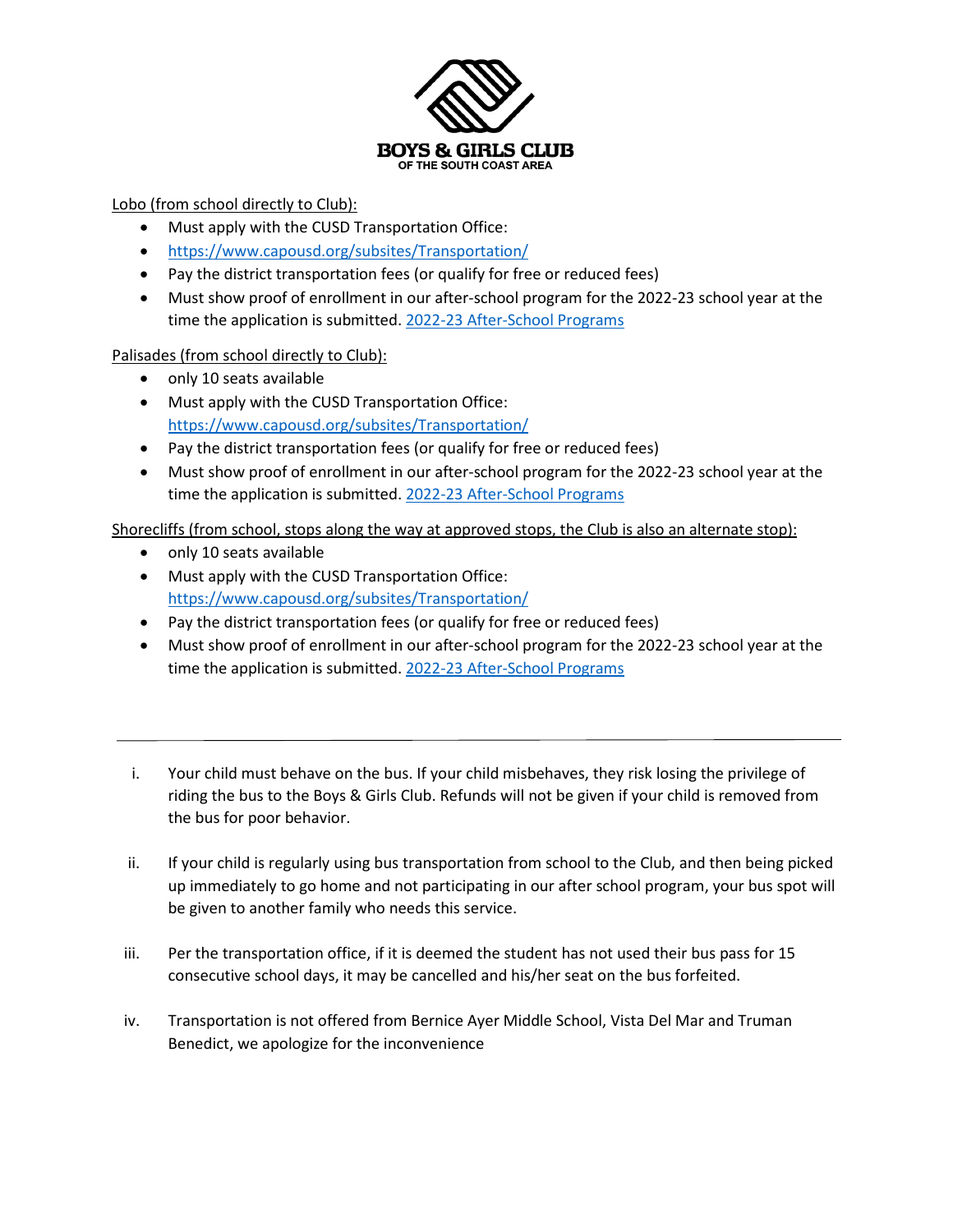BOYS & GIRLS CLUB
OF THE SOUTH COAST AREA

Lobo (from school directly to Club):

- Must apply with the CUSD Transportation Office:
- https://www.capousd.org/subsites/Transportation/
- Pay the district transportation fees (or qualify for free or reduced fees)
- Must show proof of enrollment in our after-school program for the 2022-23 school year at the time the application is submitted. 2022-23 After-School Programs

Palisades (from school directly to Club):

- only 10 seats available
- Must apply with the CUSD Transportation Office: https://www.capousd.org/subsites/Transportation/
- Pay the district transportation fees (or qualify for free or reduced fees)
- Must show proof of enrollment in our after-school program for the 2022-23 school year at the time the application is submitted. 2022-23 After-School Programs

Shorecliffs (from school, stops along the way at approved stops, the Club is also an alternate stop):

- only 10 seats available
- Must apply with the CUSD Transportation Office: https://www.capousd.org/subsites/Transportation/
- Pay the district transportation fees (or qualify for free or reduced fees)
- Must show proof of enrollment in our after-school program for the 2022-23 school year at the time the application is submitted. 2022-23 After-School Programs

---

i. Your child must behave on the bus. If your child misbehaves, they risk losing the privilege of riding the bus to the Boys & Girls Club. Refunds will not be given if your child is removed from the bus for poor behavior.

ii. If your child is regularly using bus transportation from school to the Club, and then being picked up immediately to go home and not participating in our after school program, your bus spot will be given to another family who needs this service.

iii. Per the transportation office, if it is deemed the student has not used their bus pass for 15 consecutive school days, it may be cancelled and his/her seat on the bus forfeited.

iv. Transportation is not offered from Bernice Ayer Middle School, Vista Del Mar and Truman Benedict, we apologize for the inconvenience